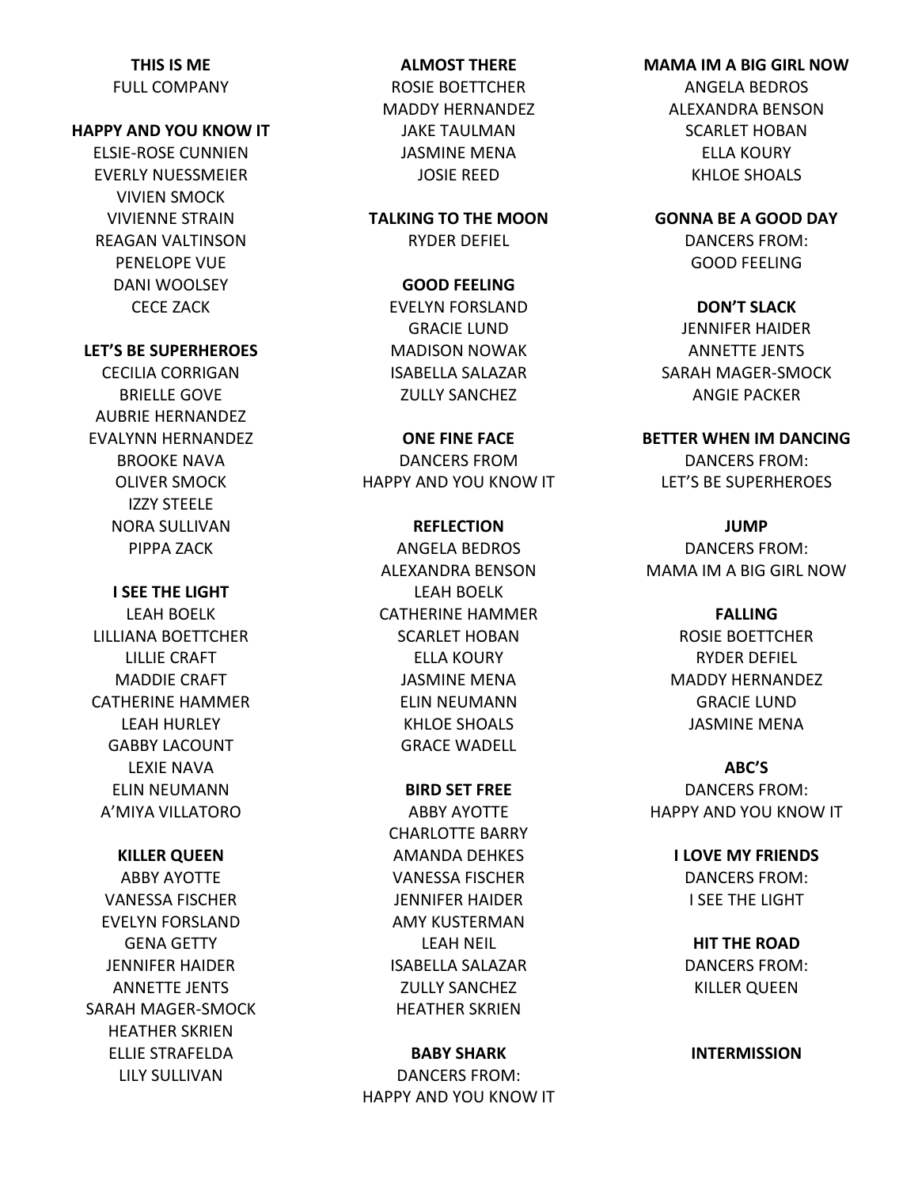**THIS IS ME**
FULL COMPANY

**HAPPY AND YOU KNOW IT**
ELSIE-ROSE CUNNIEN
EVERLY NUESSMEIER
VIVIEN SMOCK
VIVIENNE STRAIN
REAGAN VALTINSON
PENELOPE VUE
DANI WOOLSEY
CECE ZACK

**LET'S BE SUPERHEROES**
CECILIA CORRIGAN
BRIELLE GOVE
AUBRIE HERNANDEZ
EVALYNN HERNANDEZ
BROOKE NAVA
OLIVER SMOCK
IZZY STEELE
NORA SULLIVAN
PIPPA ZACK

**I SEE THE LIGHT**
LEAH BOELK
LILLIANA BOETTCHER
LILLIE CRAFT
MADDIE CRAFT
CATHERINE HAMMER
LEAH HURLEY
GABBY LACOUNT
LEXIE NAVA
ELIN NEUMANN
A'MIYA VILLATORO

**KILLER QUEEN**
ABBY AYOTTE
VANESSA FISCHER
EVELYN FORSLAND
GENA GETTY
JENNIFER HAIDER
ANNETTE JENTS
SARAH MAGER-SMOCK
HEATHER SKRIEN
ELLIE STRAFELDA
LILY SULLIVAN

**ALMOST THERE**
ROSIE BOETTCHER
MADDY HERNANDEZ
JAKE TAULMAN
JASMINE MENA
JOSIE REED

**TALKING TO THE MOON**
RYDER DEFIEL

**GOOD FEELING**
EVELYN FORSLAND
GRACIE LUND
MADISON NOWAK
ISABELLA SALAZAR
ZULLY SANCHEZ

**ONE FINE FACE**
DANCERS FROM
HAPPY AND YOU KNOW IT

**REFLECTION**
ANGELA BEDROS
ALEXANDRA BENSON
LEAH BOELK
CATHERINE HAMMER
SCARLET HOBAN
ELLA KOURY
JASMINE MENA
ELIN NEUMANN
KHLOE SHOALS
GRACE WADELL

**BIRD SET FREE**
ABBY AYOTTE
CHARLOTTE BARRY
AMANDA DEHKES
VANESSA FISCHER
JENNIFER HAIDER
AMY KUSTERMAN
LEAH NEIL
ISABELLA SALAZAR
ZULLY SANCHEZ
HEATHER SKRIEN

**BABY SHARK**
DANCERS FROM:
HAPPY AND YOU KNOW IT

**MAMA IM A BIG GIRL NOW**
ANGELA BEDROS
ALEXANDRA BENSON
SCARLET HOBAN
ELLA KOURY
KHLOE SHOALS

**GONNA BE A GOOD DAY**
DANCERS FROM:
GOOD FEELING

**DON'T SLACK**
JENNIFER HAIDER
ANNETTE JENTS
SARAH MAGER-SMOCK
ANGIE PACKER

**BETTER WHEN IM DANCING**
DANCERS FROM:
LET'S BE SUPERHEROES

**JUMP**
DANCERS FROM:
MAMA IM A BIG GIRL NOW

**FALLING**
ROSIE BOETTCHER
RYDER DEFIEL
MADDY HERNANDEZ
GRACIE LUND
JASMINE MENA

**ABC'S**
DANCERS FROM:
HAPPY AND YOU KNOW IT

**I LOVE MY FRIENDS**
DANCERS FROM:
I SEE THE LIGHT

**HIT THE ROAD**
DANCERS FROM:
KILLER QUEEN

**INTERMISSION**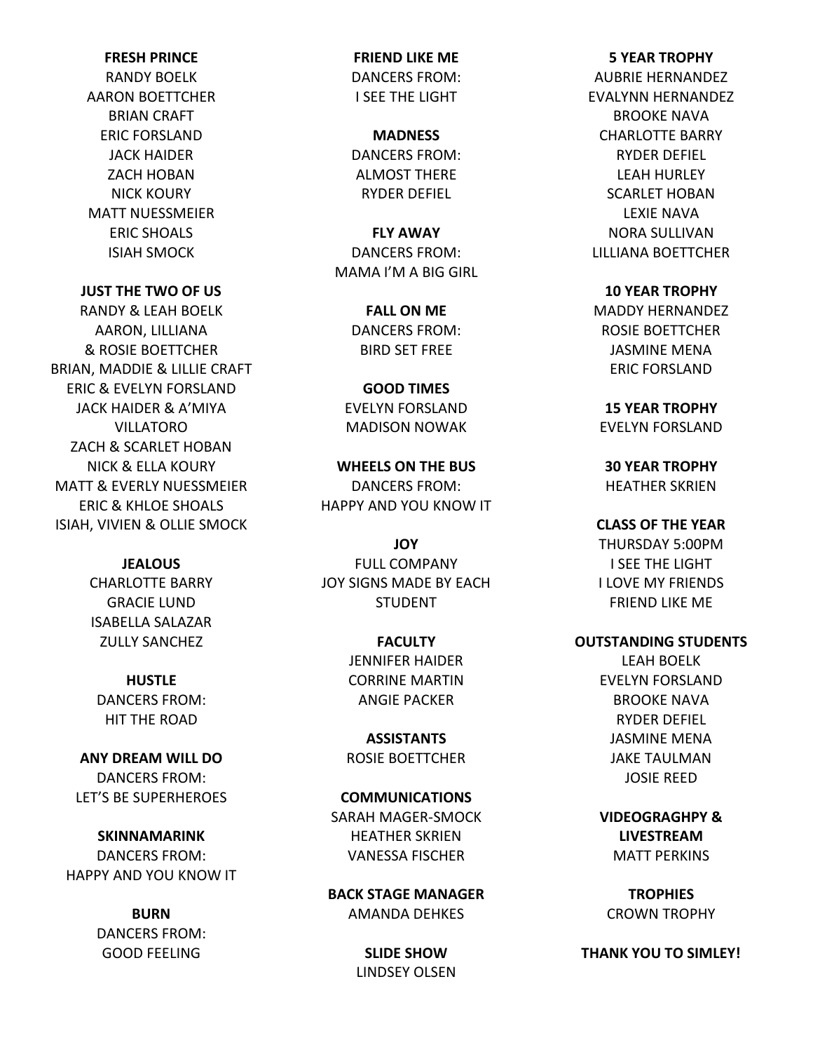**FRESH PRINCE**
RANDY BOELK
AARON BOETTCHER
BRIAN CRAFT
ERIC FORSLAND
JACK HAIDER
ZACH HOBAN
NICK KOURY
MATT NUESSMEIER
ERIC SHOALS
ISIAH SMOCK

**JUST THE TWO OF US**
RANDY & LEAH BOELK
AARON, LILLIANA & ROSIE BOETTCHER
BRIAN, MADDIE & LILLIE CRAFT
ERIC & EVELYN FORSLAND
JACK HAIDER & A'MIYA VILLATORO
ZACH & SCARLET HOBAN
NICK & ELLA KOURY
MATT & EVERLY NUESSMEIER
ERIC & KHLOE SHOALS
ISIAH, VIVIEN & OLLIE SMOCK

**JEALOUS**
CHARLOTTE BARRY
GRACIE LUND
ISABELLA SALAZAR
ZULLY SANCHEZ

**HUSTLE**
DANCERS FROM:
HIT THE ROAD

**ANY DREAM WILL DO**
DANCERS FROM:
LET'S BE SUPERHEROES

**SKINNAMARINK**
DANCERS FROM:
HAPPY AND YOU KNOW IT

**BURN**
DANCERS FROM:
GOOD FEELING

**FRIEND LIKE ME**
DANCERS FROM:
I SEE THE LIGHT

**MADNESS**
DANCERS FROM:
ALMOST THERE
RYDER DEFIEL

**FLY AWAY**
DANCERS FROM:
MAMA I'M A BIG GIRL

**FALL ON ME**
DANCERS FROM:
BIRD SET FREE

**GOOD TIMES**
EVELYN FORSLAND
MADISON NOWAK

**WHEELS ON THE BUS**
DANCERS FROM:
HAPPY AND YOU KNOW IT

**JOY**
FULL COMPANY
JOY SIGNS MADE BY EACH STUDENT

**FACULTY**
JENNIFER HAIDER
CORRINE MARTIN
ANGIE PACKER

**ASSISTANTS**
ROSIE BOETTCHER

**COMMUNICATIONS**
SARAH MAGER-SMOCK
HEATHER SKRIEN
VANESSA FISCHER

**BACK STAGE MANAGER**
AMANDA DEHKES

**SLIDE SHOW**
LINDSEY OLSEN

**5 YEAR TROPHY**
AUBRIE HERNANDEZ
EVALYNN HERNANDEZ
BROOKE NAVA
CHARLOTTE BARRY
RYDER DEFIEL
LEAH HURLEY
SCARLET HOBAN
LEXIE NAVA
NORA SULLIVAN
LILLIANA BOETTCHER

**10 YEAR TROPHY**
MADDY HERNANDEZ
ROSIE BOETTCHER
JASMINE MENA
ERIC FORSLAND

**15 YEAR TROPHY**
EVELYN FORSLAND

**30 YEAR TROPHY**
HEATHER SKRIEN

**CLASS OF THE YEAR**
THURSDAY 5:00PM
I SEE THE LIGHT
I LOVE MY FRIENDS
FRIEND LIKE ME

**OUTSTANDING STUDENTS**
LEAH BOELK
EVELYN FORSLAND
BROOKE NAVA
RYDER DEFIEL
JASMINE MENA
JAKE TAULMAN
JOSIE REED

**VIDEOGRAGHPY & LIVESTREAM**
MATT PERKINS

**TROPHIES**
CROWN TROPHY

**THANK YOU TO SIMLEY!**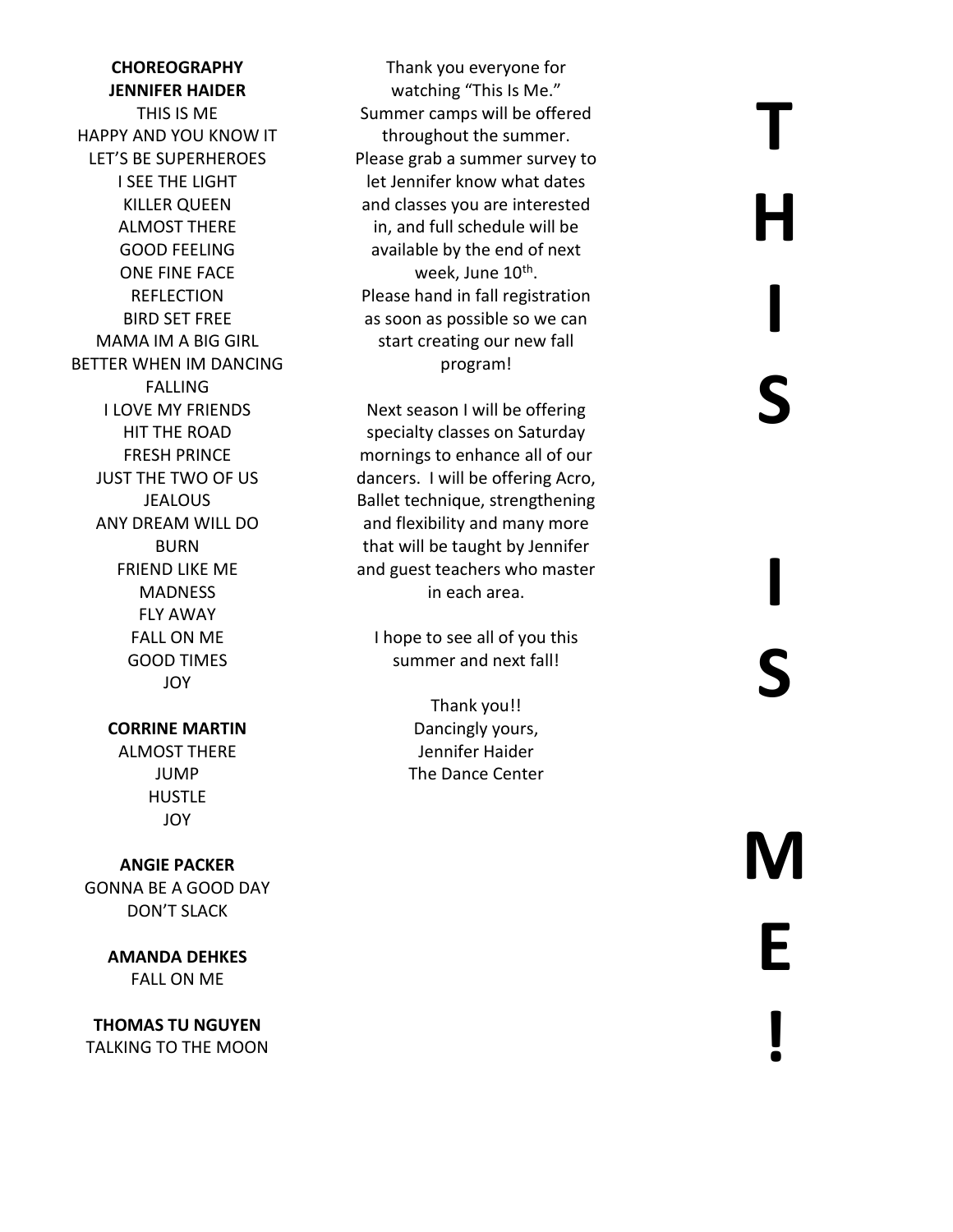**CHOREOGRAPHY**
**JENNIFER HAIDER**

THIS IS ME
HAPPY AND YOU KNOW IT
LET'S BE SUPERHEROES
I SEE THE LIGHT
KILLER QUEEN
ALMOST THERE
GOOD FEELING
ONE FINE FACE
REFLECTION
BIRD SET FREE
MAMA IM A BIG GIRL
BETTER WHEN IM DANCING
FALLING
I LOVE MY FRIENDS
HIT THE ROAD
FRESH PRINCE
JUST THE TWO OF US
JEALOUS
ANY DREAM WILL DO
BURN
FRIEND LIKE ME
MADNESS
FLY AWAY
FALL ON ME
GOOD TIMES
JOY

**CORRINE MARTIN**

ALMOST THERE
JUMP
HUSTLE
JOY

**ANGIE PACKER**

GONNA BE A GOOD DAY
DON'T SLACK

**AMANDA DEHKES**

FALL ON ME

**THOMAS TU NGUYEN**

TALKING TO THE MOON

Thank you everyone for watching "This Is Me." Summer camps will be offered throughout the summer. Please grab a summer survey to let Jennifer know what dates and classes you are interested in, and full schedule will be available by the end of next week, June 10th. Please hand in fall registration as soon as possible so we can start creating our new fall program!

Next season I will be offering specialty classes on Saturday mornings to enhance all of our dancers. I will be offering Acro, Ballet technique, strengthening and flexibility and many more that will be taught by Jennifer and guest teachers who master in each area.

I hope to see all of you this summer and next fall!

Thank you!!
Dancingly yours,
Jennifer Haider
The Dance Center

# THIS IS ME!